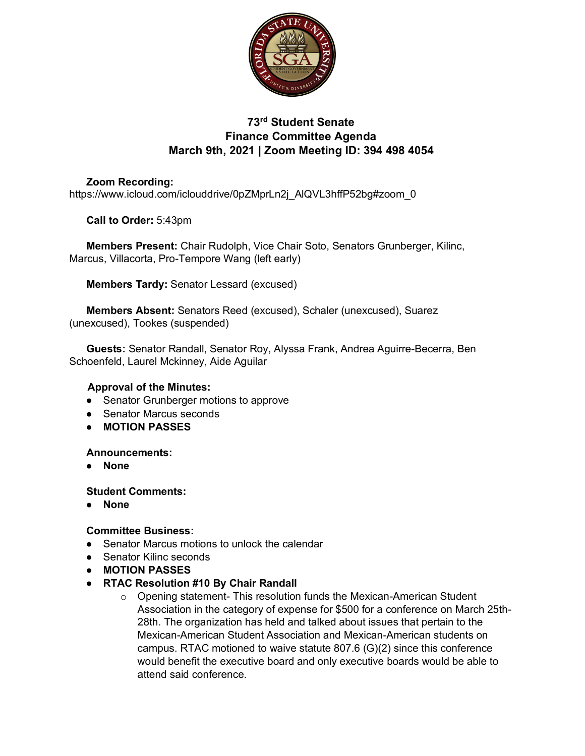# 73rd Student Senate
# Finance Committee Agenda
# March 9th, 2021 | Zoom Meeting ID: 394 498 4054

**Zoom Recording:** https://www.icloud.com/iclouddrive/0pZMprLn2j_AlQVL3hffP52bg#zoom_0

**Call to Order:** 5:43pm

**Members Present:** Chair Rudolph, Vice Chair Soto, Senators Grunberger, Kilinc, Marcus, Villacorta, Pro-Tempore Wang (left early)

**Members Tardy:** Senator Lessard (excused)

**Members Absent:** Senators Reed (excused), Schaler (unexcused), Suarez (unexcused), Tookes (suspended)

**Guests:** Senator Randall, Senator Roy, Alyssa Frank, Andrea Aguirre-Becerra, Ben Schoenfeld, Laurel Mckinney, Aide Aguilar

**Approval of the Minutes:**

- Senator Grunberger motions to approve
- Senator Marcus seconds
- **MOTION PASSES**

**Announcements:**

- **None**

**Student Comments:**

- **None**

**Committee Business:**

- Senator Marcus motions to unlock the calendar
- Senator Kilinc seconds
- **MOTION PASSES**
- **RTAC Resolution #10 By Chair Randall**
    - Opening statement- This resolution funds the Mexican-American Student Association in the category of expense for $500 for a conference on March 25th-28th. The organization has held and talked about issues that pertain to the Mexican-American Student Association and Mexican-American students on campus. RTAC motioned to waive statute 807.6 (G)(2) since this conference would benefit the executive board and only executive boards would be able to attend said conference.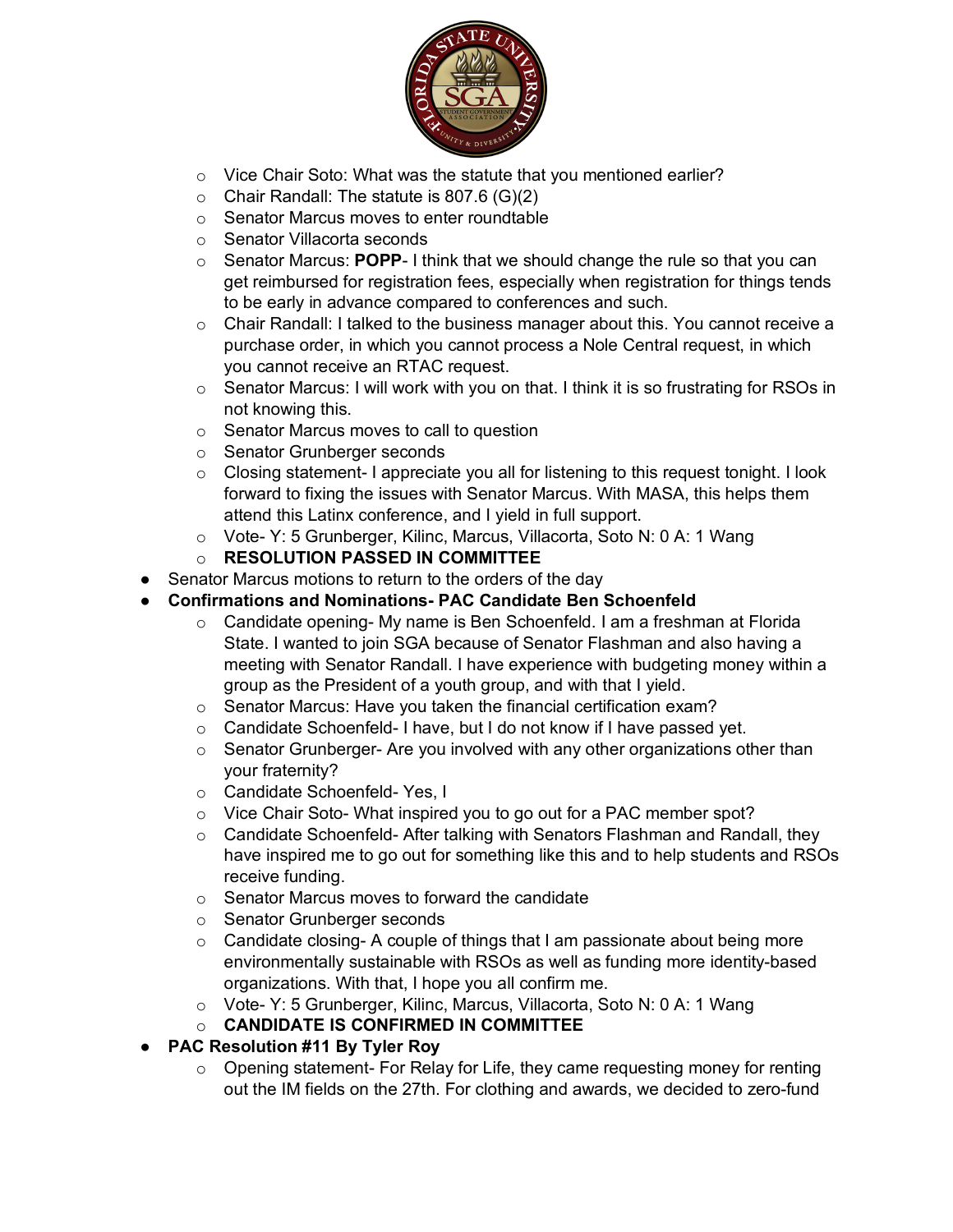- Vice Chair Soto: What was the statute that you mentioned earlier?
- Chair Randall: The statute is 807.6 (G)(2)
- Senator Marcus moves to enter roundtable
- Senator Villacorta seconds
- Senator Marcus: **POPP**- I think that we should change the rule so that you can get reimbursed for registration fees, especially when registration for things tends to be early in advance compared to conferences and such.
- Chair Randall: I talked to the business manager about this. You cannot receive a purchase order, in which you cannot process a Nole Central request, in which you cannot receive an RTAC request.
- Senator Marcus: I will work with you on that. I think it is so frustrating for RSOs in not knowing this.
- Senator Marcus moves to call to question
- Senator Grunberger seconds
- Closing statement- I appreciate you all for listening to this request tonight. I look forward to fixing the issues with Senator Marcus. With MASA, this helps them attend this Latinx conference, and I yield in full support.
- Vote- Y: 5 Grunberger, Kilinc, Marcus, Villacorta, Soto N: 0 A: 1 Wang
- **RESOLUTION PASSED IN COMMITTEE**

- Senator Marcus motions to return to the orders of the day
- **Confirmations and Nominations- PAC Candidate Ben Schoenfeld**
  - Candidate opening- My name is Ben Schoenfeld. I am a freshman at Florida State. I wanted to join SGA because of Senator Flashman and also having a meeting with Senator Randall. I have experience with budgeting money within a group as the President of a youth group, and with that I yield.
  - Senator Marcus: Have you taken the financial certification exam?
  - Candidate Schoenfeld- I have, but I do not know if I have passed yet.
  - Senator Grunberger- Are you involved with any other organizations other than your fraternity?
  - Candidate Schoenfeld- Yes, I
  - Vice Chair Soto- What inspired you to go out for a PAC member spot?
  - Candidate Schoenfeld- After talking with Senators Flashman and Randall, they have inspired me to go out for something like this and to help students and RSOs receive funding.
  - Senator Marcus moves to forward the candidate
  - Senator Grunberger seconds
  - Candidate closing- A couple of things that I am passionate about being more environmentally sustainable with RSOs as well as funding more identity-based organizations. With that, I hope you all confirm me.
  - Vote- Y: 5 Grunberger, Kilinc, Marcus, Villacorta, Soto N: 0 A: 1 Wang
  - **CANDIDATE IS CONFIRMED IN COMMITTEE**
- **PAC Resolution #11 By Tyler Roy**
  - Opening statement- For Relay for Life, they came requesting money for renting out the IM fields on the 27th. For clothing and awards, we decided to zero-fund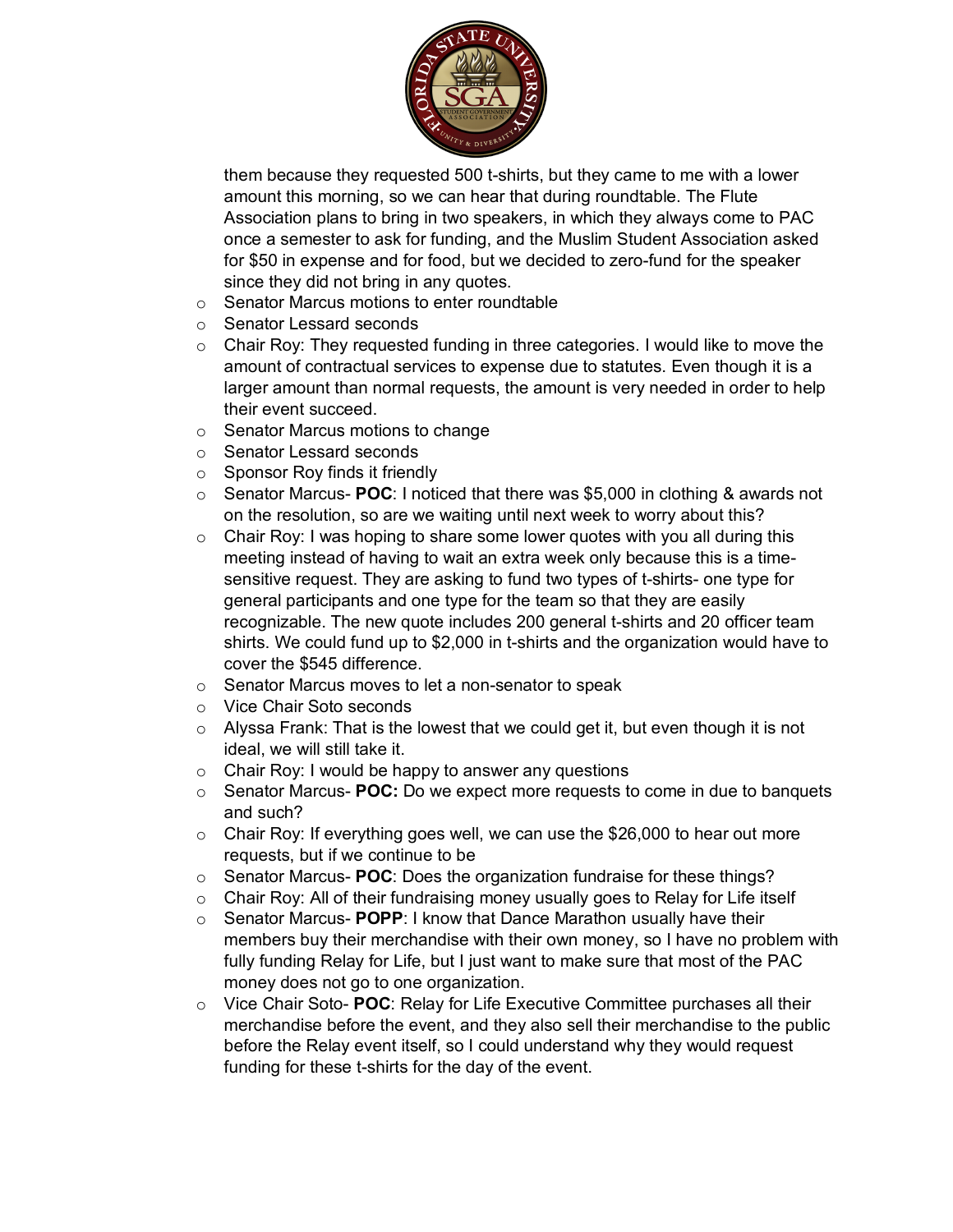them because they requested 500 t-shirts, but they came to me with a lower amount this morning, so we can hear that during roundtable. The Flute Association plans to bring in two speakers, in which they always come to PAC once a semester to ask for funding, and the Muslim Student Association asked for $50 in expense and for food, but we decided to zero-fund for the speaker since they did not bring in any quotes.

- Senator Marcus motions to enter roundtable
- Senator Lessard seconds
- Chair Roy: They requested funding in three categories. I would like to move the amount of contractual services to expense due to statutes. Even though it is a larger amount than normal requests, the amount is very needed in order to help their event succeed.
- Senator Marcus motions to change
- Senator Lessard seconds
- Sponsor Roy finds it friendly
- Senator Marcus- **POC**: I noticed that there was $5,000 in clothing & awards not on the resolution, so are we waiting until next week to worry about this?
- Chair Roy: I was hoping to share some lower quotes with you all during this meeting instead of having to wait an extra week only because this is a time-sensitive request. They are asking to fund two types of t-shirts- one type for general participants and one type for the team so that they are easily recognizable. The new quote includes 200 general t-shirts and 20 officer team shirts. We could fund up to $2,000 in t-shirts and the organization would have to cover the $545 difference.
- Senator Marcus moves to let a non-senator to speak
- Vice Chair Soto seconds
- Alyssa Frank: That is the lowest that we could get it, but even though it is not ideal, we will still take it.
- Chair Roy: I would be happy to answer any questions
- Senator Marcus- **POC:** Do we expect more requests to come in due to banquets and such?
- Chair Roy: If everything goes well, we can use the $26,000 to hear out more requests, but if we continue to be
- Senator Marcus- **POC**: Does the organization fundraise for these things?
- Chair Roy: All of their fundraising money usually goes to Relay for Life itself
- Senator Marcus- **POPP**: I know that Dance Marathon usually have their members buy their merchandise with their own money, so I have no problem with fully funding Relay for Life, but I just want to make sure that most of the PAC money does not go to one organization.
- Vice Chair Soto- **POC**: Relay for Life Executive Committee purchases all their merchandise before the event, and they also sell their merchandise to the public before the Relay event itself, so I could understand why they would request funding for these t-shirts for the day of the event.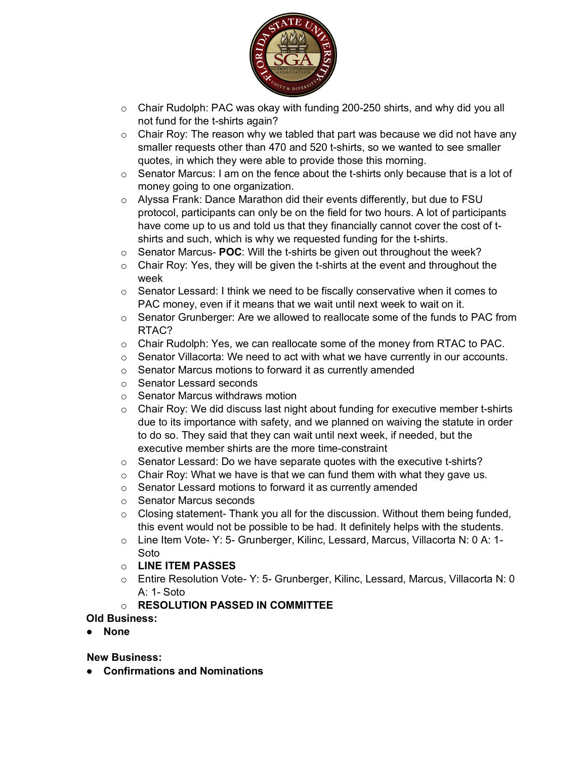- Chair Rudolph: PAC was okay with funding 200-250 shirts, and why did you all not fund for the t-shirts again?
- Chair Roy: The reason why we tabled that part was because we did not have any smaller requests other than 470 and 520 t-shirts, so we wanted to see smaller quotes, in which they were able to provide those this morning.
- Senator Marcus: I am on the fence about the t-shirts only because that is a lot of money going to one organization.
- Alyssa Frank: Dance Marathon did their events differently, but due to FSU protocol, participants can only be on the field for two hours. A lot of participants have come up to us and told us that they financially cannot cover the cost of t-shirts and such, which is why we requested funding for the t-shirts.
- Senator Marcus- **POC**: Will the t-shirts be given out throughout the week?
- Chair Roy: Yes, they will be given the t-shirts at the event and throughout the week
- Senator Lessard: I think we need to be fiscally conservative when it comes to PAC money, even if it means that we wait until next week to wait on it.
- Senator Grunberger: Are we allowed to reallocate some of the funds to PAC from RTAC?
- Chair Rudolph: Yes, we can reallocate some of the money from RTAC to PAC.
- Senator Villacorta: We need to act with what we have currently in our accounts.
- Senator Marcus motions to forward it as currently amended
- Senator Lessard seconds
- Senator Marcus withdraws motion
- Chair Roy: We did discuss last night about funding for executive member t-shirts due to its importance with safety, and we planned on waiving the statute in order to do so. They said that they can wait until next week, if needed, but the executive member shirts are the more time-constraint
- Senator Lessard: Do we have separate quotes with the executive t-shirts?
- Chair Roy: What we have is that we can fund them with what they gave us.
- Senator Lessard motions to forward it as currently amended
- Senator Marcus seconds
- Closing statement- Thank you all for the discussion. Without them being funded, this event would not be possible to be had. It definitely helps with the students.
- Line Item Vote- Y: 5- Grunberger, Kilinc, Lessard, Marcus, Villacorta N: 0 A: 1- Soto
- **LINE ITEM PASSES**
- Entire Resolution Vote- Y: 5- Grunberger, Kilinc, Lessard, Marcus, Villacorta N: 0 A: 1- Soto
- **RESOLUTION PASSED IN COMMITTEE**

**Old Business:**

- **None**

**New Business:**

- **Confirmations and Nominations**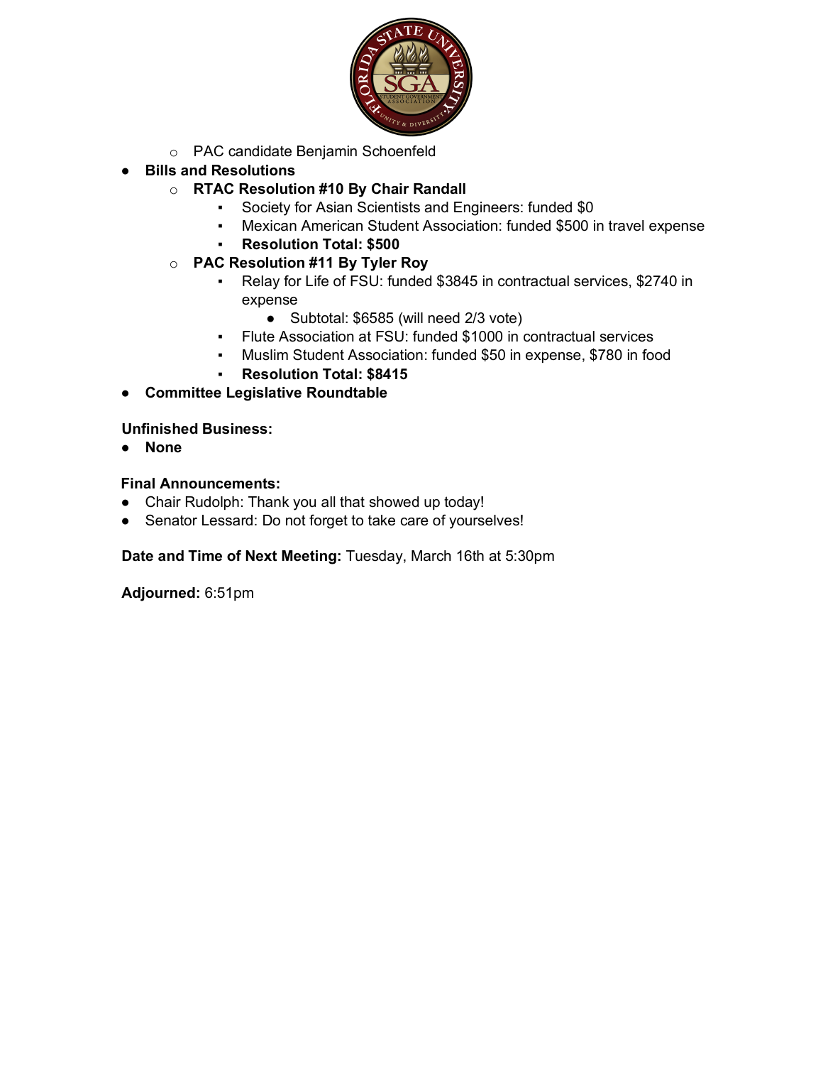- PAC candidate Benjamin Schoenfeld
- **Bills and Resolutions**
  - **RTAC Resolution #10 By Chair Randall**
    - Society for Asian Scientists and Engineers: funded $0
    - Mexican American Student Association: funded $500 in travel expense
    - **Resolution Total: $500**
  - **PAC Resolution #11 By Tyler Roy**
    - Relay for Life of FSU: funded $3845 in contractual services, $2740 in expense
      - Subtotal: $6585 (will need 2/3 vote)
    - Flute Association at FSU: funded $1000 in contractual services
    - Muslim Student Association: funded $50 in expense, $780 in food
    - **Resolution Total: $8415**
- **Committee Legislative Roundtable**

**Unfinished Business:**

- **None**

**Final Announcements:**

- Chair Rudolph: Thank you all that showed up today!
- Senator Lessard: Do not forget to take care of yourselves!

**Date and Time of Next Meeting:** Tuesday, March 16th at 5:30pm

**Adjourned:** 6:51pm